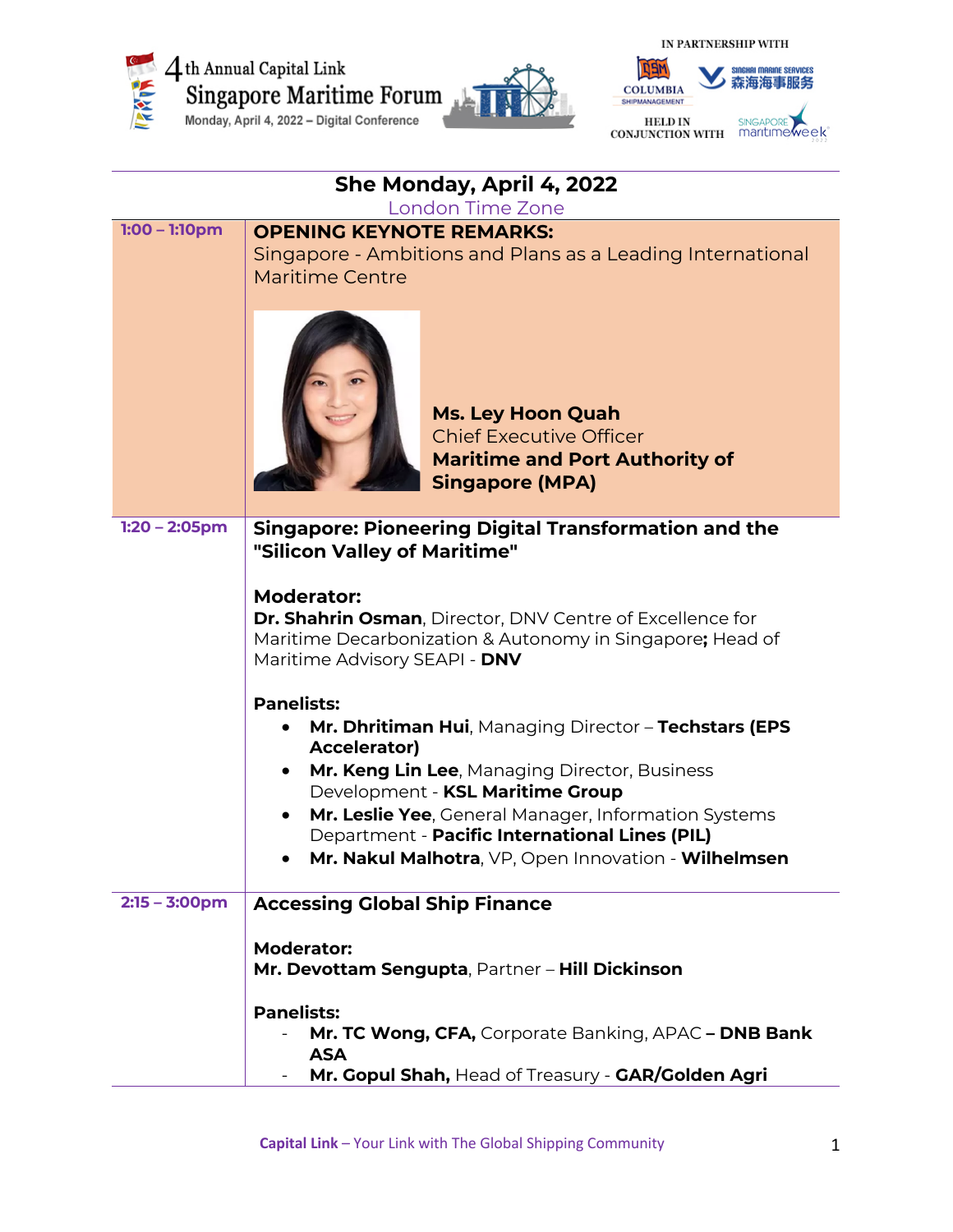4th Annual Capital Link Singapore Maritime Forum

Monday, April 4, 2022 – Digital Conference

IN PARTNERSHIP WITH

COLUMBIA SHIPMANAGEMENT

SINGHAI MARINE SERVICES 森海海事服务

HELD IN CONJUNCTION WITH

SINGAPORE maritimeweek

## She Monday, April 4, 2022

London Time Zone

| Time | Session |
|---|---|
| 1:00 – 1:10pm | **OPENING KEYNOTE REMARKS:**<br>Singapore - Ambitions and Plans as a Leading International Maritime Centre<br><br>**Ms. Ley Hoon Quah**<br>Chief Executive Officer<br>**Maritime and Port Authority of Singapore (MPA)** |
| 1:20 – 2:05pm | **Singapore: Pioneering Digital Transformation and the "Silicon Valley of Maritime"**<br><br>**Moderator:**<br>**Dr. Shahrin Osman**, Director, DNV Centre of Excellence for Maritime Decarbonization & Autonomy in Singapore**;** Head of Maritime Advisory SEAPI - **DNV**<br><br>**Panelists:**<br>• **Mr. Dhritiman Hui**, Managing Director – **Techstars (EPS Accelerator)**<br>• **Mr. Keng Lin Lee**, Managing Director, Business Development - **KSL Maritime Group**<br>• **Mr. Leslie Yee**, General Manager, Information Systems Department - **Pacific International Lines (PIL)**<br>• **Mr. Nakul Malhotra**, VP, Open Innovation - **Wilhelmsen** |
| 2:15 – 3:00pm | **Accessing Global Ship Finance**<br><br>**Moderator:**<br>**Mr. Devottam Sengupta**, Partner – **Hill Dickinson**<br><br>**Panelists:**<br>- **Mr. TC Wong, CFA,** Corporate Banking, APAC **– DNB Bank ASA**<br>- **Mr. Gopul Shah,** Head of Treasury - **GAR/Golden Agri** |

**Capital Link** – Your Link with The Global Shipping Community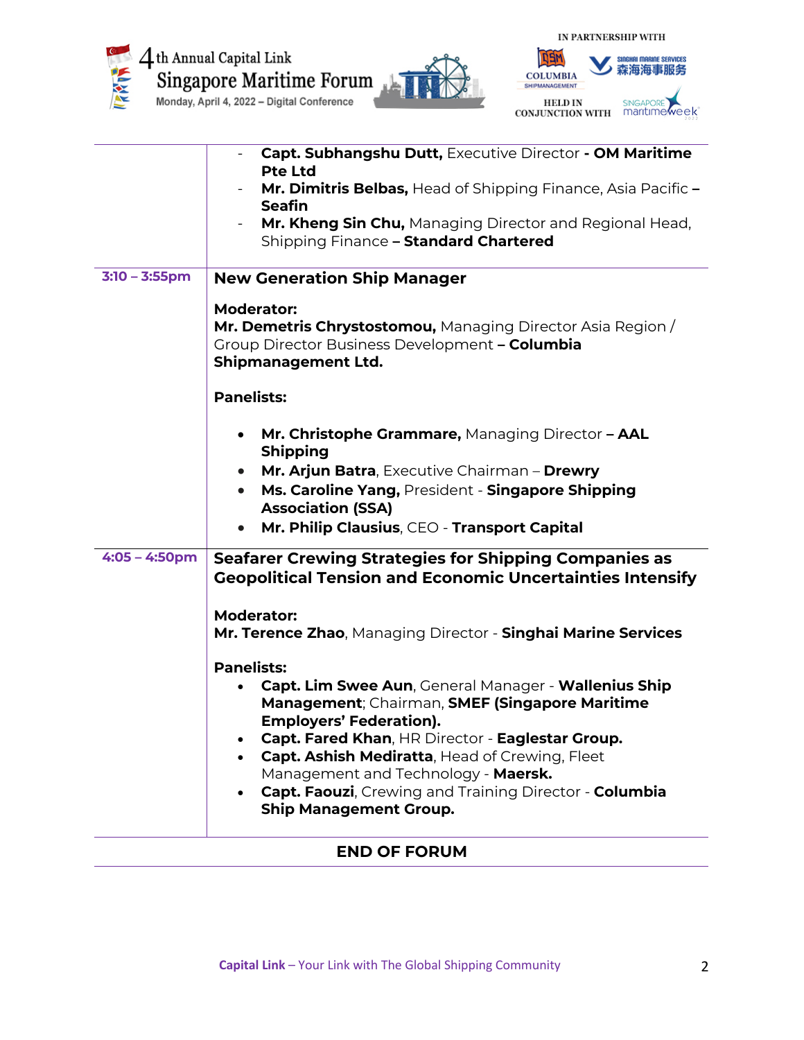| | |
|---|---|
| | - **Capt. Subhangshu Dutt,** Executive Director **- OM Maritime Pte Ltd**<br>- **Mr. Dimitris Belbas,** Head of Shipping Finance, Asia Pacific **– Seafin**<br>- **Mr. Kheng Sin Chu,** Managing Director and Regional Head, Shipping Finance **– Standard Chartered** |
| 3:10 – 3:55pm | **New Generation Ship Manager**<br><br>**Moderator:**<br>**Mr. Demetris Chrystostomou,** Managing Director Asia Region / Group Director Business Development **– Columbia Shipmanagement Ltd.**<br><br>**Panelists:**<br><br>• **Mr. Christophe Grammare,** Managing Director **– AAL Shipping**<br>• **Mr. Arjun Batra**, Executive Chairman – **Drewry**<br>• **Ms. Caroline Yang,** President - **Singapore Shipping Association (SSA)**<br>• **Mr. Philip Clausius**, CEO - **Transport Capital** |
| 4:05 – 4:50pm | **Seafarer Crewing Strategies for Shipping Companies as Geopolitical Tension and Economic Uncertainties Intensify**<br><br>**Moderator:**<br>**Mr. Terence Zhao**, Managing Director - **Singhai Marine Services**<br><br>**Panelists:**<br>• **Capt. Lim Swee Aun**, General Manager - **Wallenius Ship Management**; Chairman, **SMEF (Singapore Maritime Employers' Federation).**<br>• **Capt. Fared Khan**, HR Director - **Eaglestar Group.**<br>• **Capt. Ashish Mediratta**, Head of Crewing, Fleet Management and Technology - **Maersk.**<br>• **Capt. Faouzi**, Crewing and Training Director - **Columbia Ship Management Group.** |

**END OF FORUM**